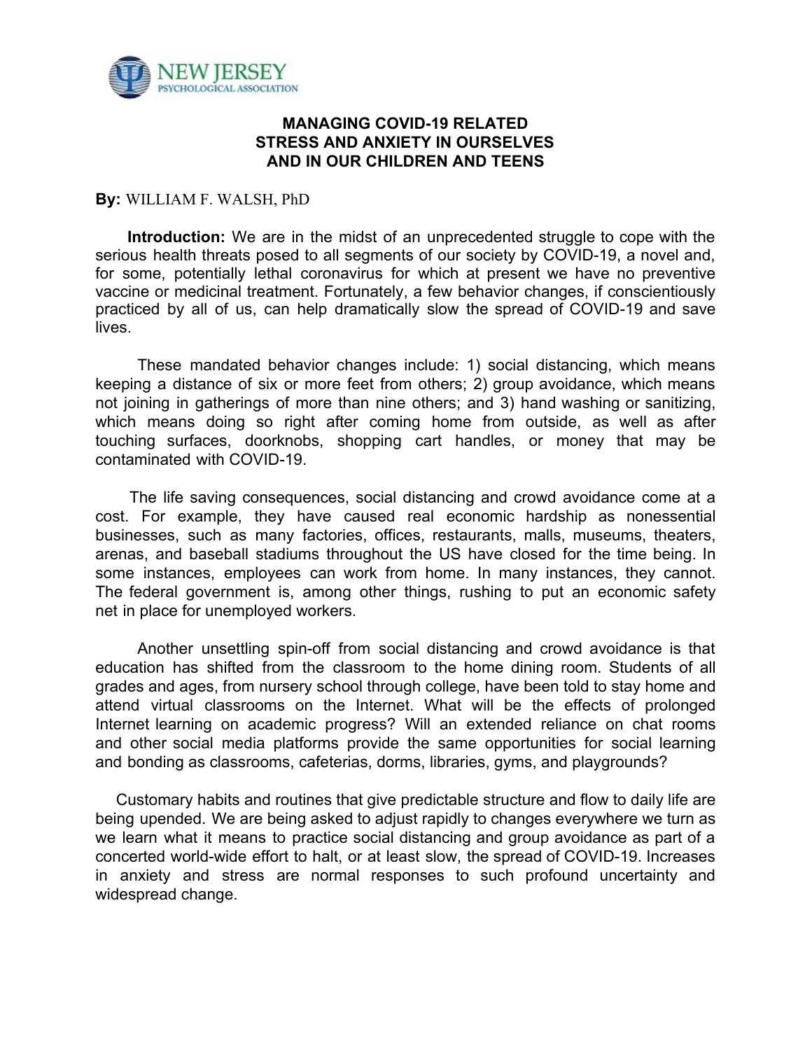NEW JERSEY PSYCHOLOGICAL ASSOCIATION

# MANAGING COVID-19 RELATED STRESS AND ANXIETY IN OURSELVES AND IN OUR CHILDREN AND TEENS

**By:** WILLIAM F. WALSH, PhD

**Introduction:** We are in the midst of an unprecedented struggle to cope with the serious health threats posed to all segments of our society by COVID-19, a novel and, for some, potentially lethal coronavirus for which at present we have no preventive vaccine or medicinal treatment. Fortunately, a few behavior changes, if conscientiously practiced by all of us, can help dramatically slow the spread of COVID-19 and save lives.

These mandated behavior changes include: 1) social distancing, which means keeping a distance of six or more feet from others; 2) group avoidance, which means not joining in gatherings of more than nine others; and 3) hand washing or sanitizing, which means doing so right after coming home from outside, as well as after touching surfaces, doorknobs, shopping cart handles, or money that may be contaminated with COVID-19.

The life saving consequences, social distancing and crowd avoidance come at a cost. For example, they have caused real economic hardship as nonessential businesses, such as many factories, offices, restaurants, malls, museums, theaters, arenas, and baseball stadiums throughout the US have closed for the time being. In some instances, employees can work from home. In many instances, they cannot. The federal government is, among other things, rushing to put an economic safety net in place for unemployed workers.

Another unsettling spin-off from social distancing and crowd avoidance is that education has shifted from the classroom to the home dining room. Students of all grades and ages, from nursery school through college, have been told to stay home and attend virtual classrooms on the Internet. What will be the effects of prolonged Internet learning on academic progress? Will an extended reliance on chat rooms and other social media platforms provide the same opportunities for social learning and bonding as classrooms, cafeterias, dorms, libraries, gyms, and playgrounds?

Customary habits and routines that give predictable structure and flow to daily life are being upended. We are being asked to adjust rapidly to changes everywhere we turn as we learn what it means to practice social distancing and group avoidance as part of a concerted world-wide effort to halt, or at least slow, the spread of COVID-19. Increases in anxiety and stress are normal responses to such profound uncertainty and widespread change.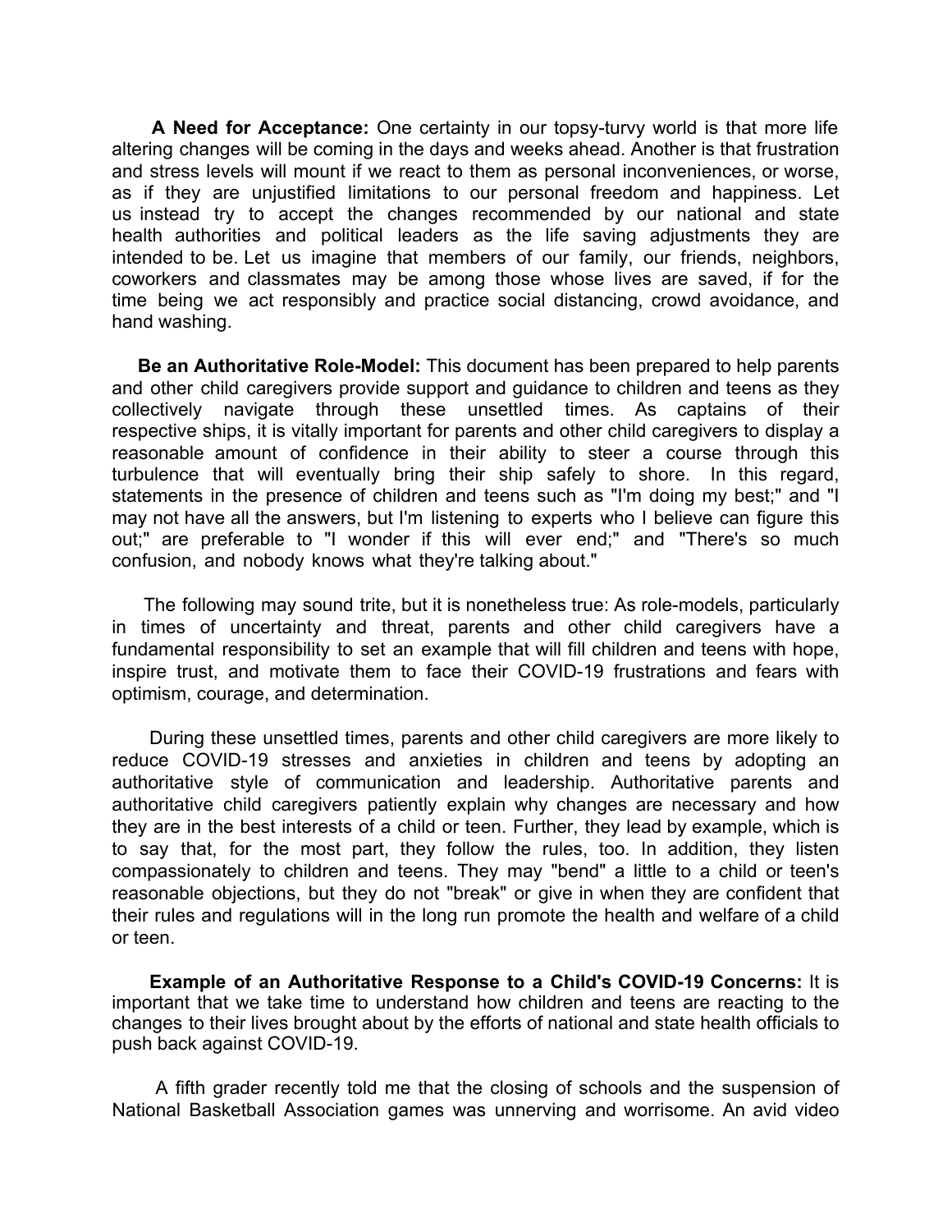**A Need for Acceptance:** One certainty in our topsy-turvy world is that more life altering changes will be coming in the days and weeks ahead. Another is that frustration and stress levels will mount if we react to them as personal inconveniences, or worse, as if they are unjustified limitations to our personal freedom and happiness. Let us instead try to accept the changes recommended by our national and state health authorities and political leaders as the life saving adjustments they are intended to be. Let us imagine that members of our family, our friends, neighbors, coworkers and classmates may be among those whose lives are saved, if for the time being we act responsibly and practice social distancing, crowd avoidance, and hand washing.

**Be an Authoritative Role-Model:** This document has been prepared to help parents and other child caregivers provide support and guidance to children and teens as they collectively navigate through these unsettled times. As captains of their respective ships, it is vitally important for parents and other child caregivers to display a reasonable amount of confidence in their ability to steer a course through this turbulence that will eventually bring their ship safely to shore. In this regard, statements in the presence of children and teens such as "I'm doing my best;" and "I may not have all the answers, but I'm listening to experts who I believe can figure this out;" are preferable to "I wonder if this will ever end;" and "There's so much confusion, and nobody knows what they're talking about."

The following may sound trite, but it is nonetheless true: As role-models, particularly in times of uncertainty and threat, parents and other child caregivers have a fundamental responsibility to set an example that will fill children and teens with hope, inspire trust, and motivate them to face their COVID-19 frustrations and fears with optimism, courage, and determination.

During these unsettled times, parents and other child caregivers are more likely to reduce COVID-19 stresses and anxieties in children and teens by adopting an authoritative style of communication and leadership. Authoritative parents and authoritative child caregivers patiently explain why changes are necessary and how they are in the best interests of a child or teen. Further, they lead by example, which is to say that, for the most part, they follow the rules, too. In addition, they listen compassionately to children and teens. They may "bend" a little to a child or teen's reasonable objections, but they do not "break" or give in when they are confident that their rules and regulations will in the long run promote the health and welfare of a child or teen.

**Example of an Authoritative Response to a Child's COVID-19 Concerns:** It is important that we take time to understand how children and teens are reacting to the changes to their lives brought about by the efforts of national and state health officials to push back against COVID-19.

A fifth grader recently told me that the closing of schools and the suspension of National Basketball Association games was unnerving and worrisome. An avid video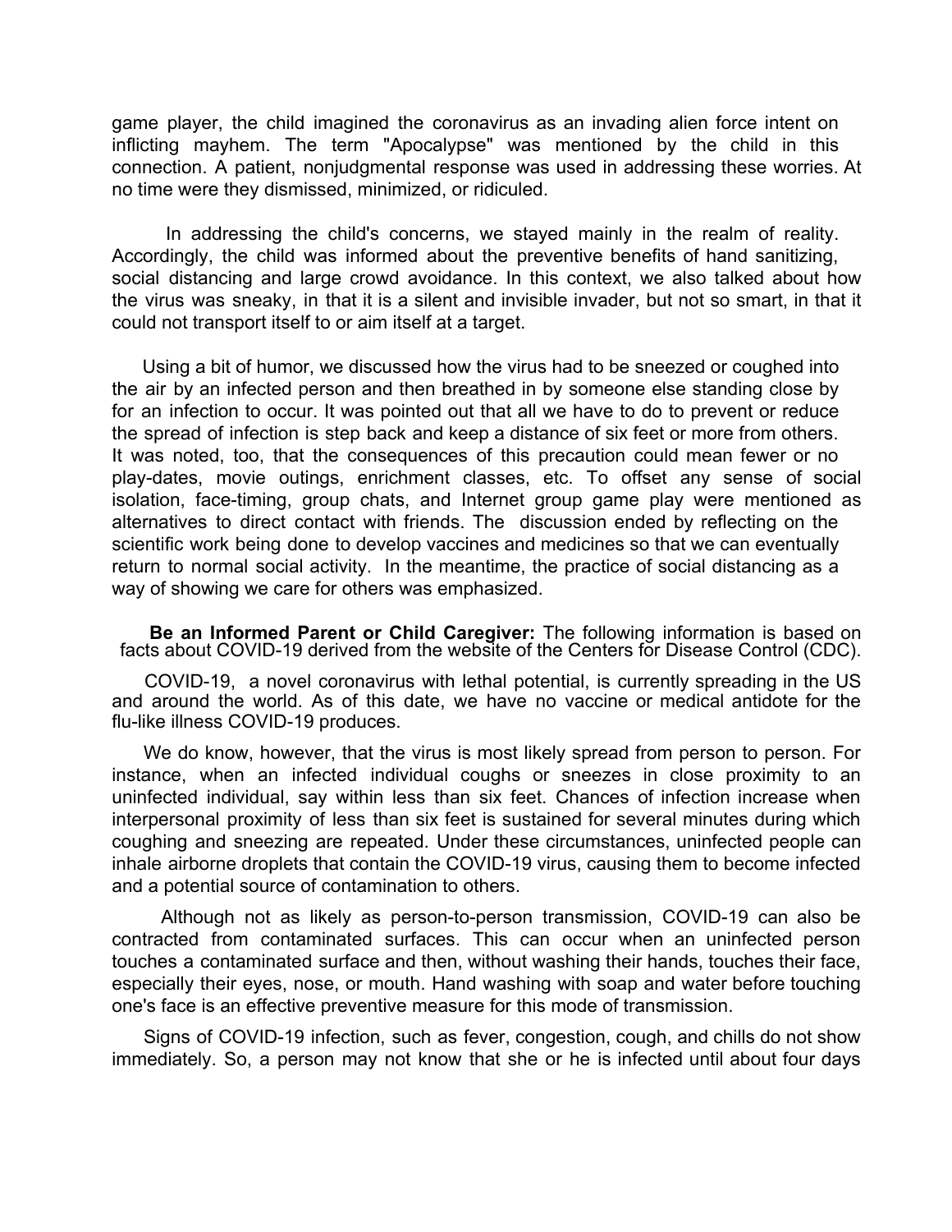game player, the child imagined the coronavirus as an invading alien force intent on inflicting mayhem. The term "Apocalypse" was mentioned by the child in this connection. A patient, nonjudgmental response was used in addressing these worries. At no time were they dismissed, minimized, or ridiculed.

In addressing the child's concerns, we stayed mainly in the realm of reality. Accordingly, the child was informed about the preventive benefits of hand sanitizing, social distancing and large crowd avoidance. In this context, we also talked about how the virus was sneaky, in that it is a silent and invisible invader, but not so smart, in that it could not transport itself to or aim itself at a target.

Using a bit of humor, we discussed how the virus had to be sneezed or coughed into the air by an infected person and then breathed in by someone else standing close by for an infection to occur. It was pointed out that all we have to do to prevent or reduce the spread of infection is step back and keep a distance of six feet or more from others. It was noted, too, that the consequences of this precaution could mean fewer or no play-dates, movie outings, enrichment classes, etc. To offset any sense of social isolation, face-timing, group chats, and Internet group game play were mentioned as alternatives to direct contact with friends. The discussion ended by reflecting on the scientific work being done to develop vaccines and medicines so that we can eventually return to normal social activity. In the meantime, the practice of social distancing as a way of showing we care for others was emphasized.

**Be an Informed Parent or Child Caregiver:** The following information is based on facts about COVID-19 derived from the website of the Centers for Disease Control (CDC).

COVID-19, a novel coronavirus with lethal potential, is currently spreading in the US and around the world. As of this date, we have no vaccine or medical antidote for the flu-like illness COVID-19 produces.

We do know, however, that the virus is most likely spread from person to person. For instance, when an infected individual coughs or sneezes in close proximity to an uninfected individual, say within less than six feet. Chances of infection increase when interpersonal proximity of less than six feet is sustained for several minutes during which coughing and sneezing are repeated. Under these circumstances, uninfected people can inhale airborne droplets that contain the COVID-19 virus, causing them to become infected and a potential source of contamination to others.

Although not as likely as person-to-person transmission, COVID-19 can also be contracted from contaminated surfaces. This can occur when an uninfected person touches a contaminated surface and then, without washing their hands, touches their face, especially their eyes, nose, or mouth. Hand washing with soap and water before touching one's face is an effective preventive measure for this mode of transmission.

Signs of COVID-19 infection, such as fever, congestion, cough, and chills do not show immediately. So, a person may not know that she or he is infected until about four days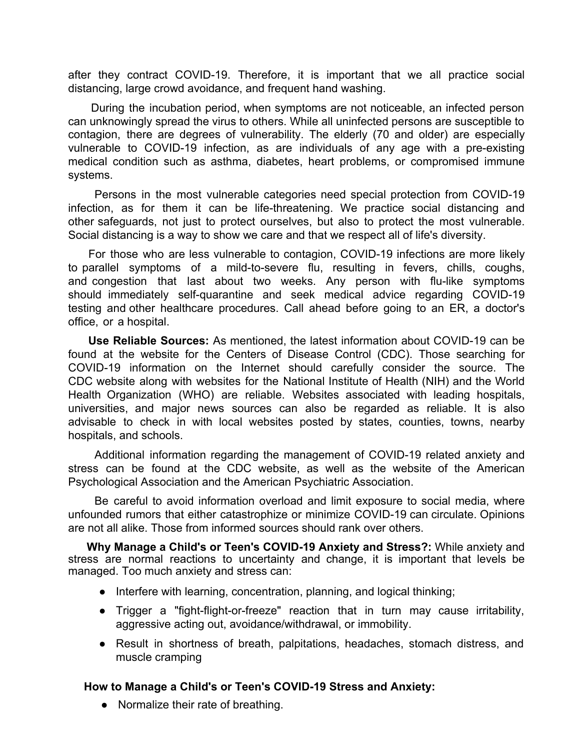after they contract COVID-19. Therefore, it is important that we all practice social distancing, large crowd avoidance, and frequent hand washing.

During the incubation period, when symptoms are not noticeable, an infected person can unknowingly spread the virus to others. While all uninfected persons are susceptible to contagion, there are degrees of vulnerability. The elderly (70 and older) are especially vulnerable to COVID-19 infection, as are individuals of any age with a pre-existing medical condition such as asthma, diabetes, heart problems, or compromised immune systems.

Persons in the most vulnerable categories need special protection from COVID-19 infection, as for them it can be life-threatening. We practice social distancing and other safeguards, not just to protect ourselves, but also to protect the most vulnerable. Social distancing is a way to show we care and that we respect all of life's diversity.

For those who are less vulnerable to contagion, COVID-19 infections are more likely to parallel symptoms of a mild-to-severe flu, resulting in fevers, chills, coughs, and congestion that last about two weeks. Any person with flu-like symptoms should immediately self-quarantine and seek medical advice regarding COVID-19 testing and other healthcare procedures. Call ahead before going to an ER, a doctor's office, or a hospital.

**Use Reliable Sources:** As mentioned, the latest information about COVID-19 can be found at the website for the Centers of Disease Control (CDC). Those searching for COVID-19 information on the Internet should carefully consider the source. The CDC website along with websites for the National Institute of Health (NIH) and the World Health Organization (WHO) are reliable. Websites associated with leading hospitals, universities, and major news sources can also be regarded as reliable. It is also advisable to check in with local websites posted by states, counties, towns, nearby hospitals, and schools.

Additional information regarding the management of COVID-19 related anxiety and stress can be found at the CDC website, as well as the website of the American Psychological Association and the American Psychiatric Association.

Be careful to avoid information overload and limit exposure to social media, where unfounded rumors that either catastrophize or minimize COVID-19 can circulate. Opinions are not all alike. Those from informed sources should rank over others.

**Why Manage a Child's or Teen's COVID-19 Anxiety and Stress?:** While anxiety and stress are normal reactions to uncertainty and change, it is important that levels be managed. Too much anxiety and stress can:

- Interfere with learning, concentration, planning, and logical thinking;
- Trigger a "fight-flight-or-freeze" reaction that in turn may cause irritability, aggressive acting out, avoidance/withdrawal, or immobility.
- Result in shortness of breath, palpitations, headaches, stomach distress, and muscle cramping

**How to Manage a Child's or Teen's COVID-19 Stress and Anxiety:**

- Normalize their rate of breathing.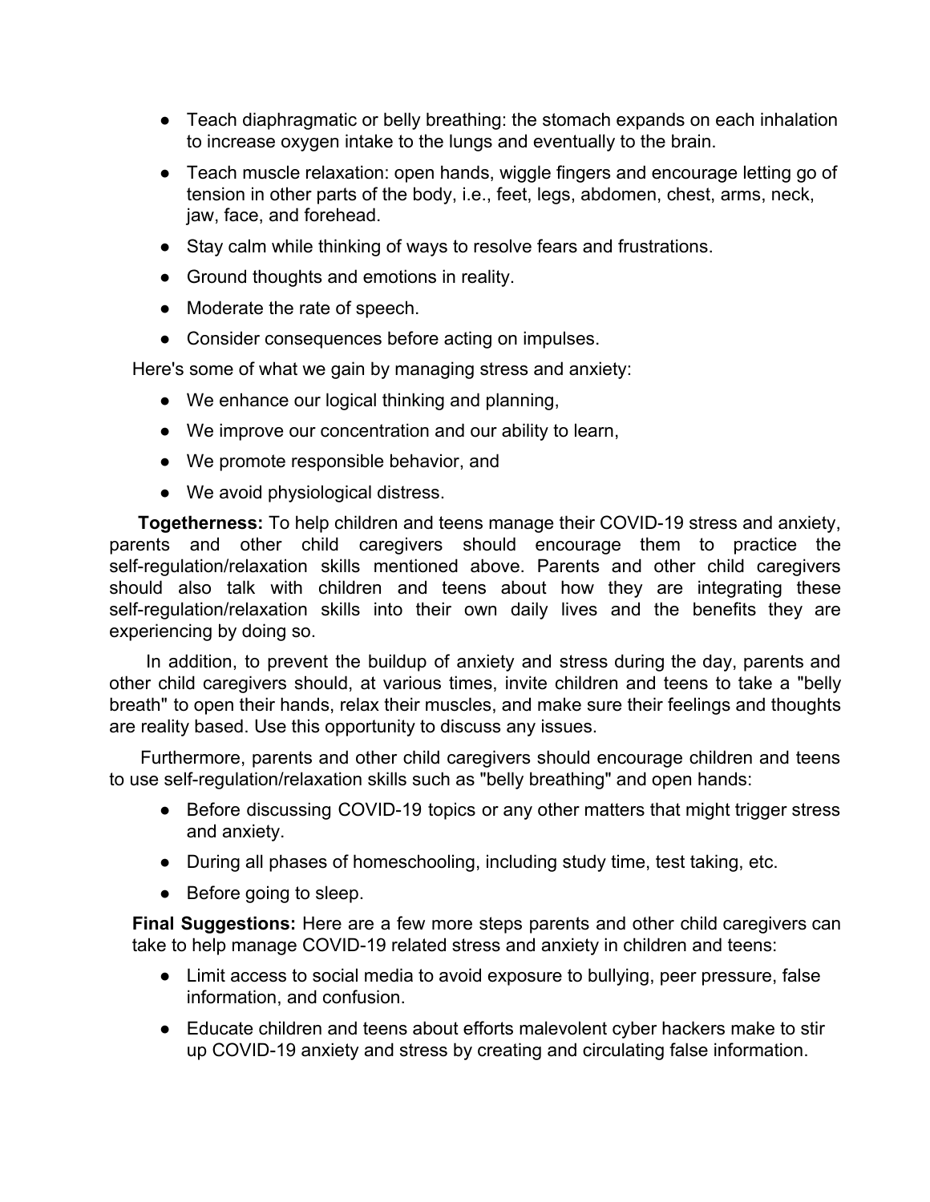- Teach diaphragmatic or belly breathing: the stomach expands on each inhalation to increase oxygen intake to the lungs and eventually to the brain.
- Teach muscle relaxation: open hands, wiggle fingers and encourage letting go of tension in other parts of the body, i.e., feet, legs, abdomen, chest, arms, neck, jaw, face, and forehead.
- Stay calm while thinking of ways to resolve fears and frustrations.
- Ground thoughts and emotions in reality.
- Moderate the rate of speech.
- Consider consequences before acting on impulses.

Here's some of what we gain by managing stress and anxiety:

- We enhance our logical thinking and planning,
- We improve our concentration and our ability to learn,
- We promote responsible behavior, and
- We avoid physiological distress.

**Togetherness:** To help children and teens manage their COVID-19 stress and anxiety, parents and other child caregivers should encourage them to practice the self-regulation/relaxation skills mentioned above. Parents and other child caregivers should also talk with children and teens about how they are integrating these self-regulation/relaxation skills into their own daily lives and the benefits they are experiencing by doing so.

In addition, to prevent the buildup of anxiety and stress during the day, parents and other child caregivers should, at various times, invite children and teens to take a "belly breath" to open their hands, relax their muscles, and make sure their feelings and thoughts are reality based. Use this opportunity to discuss any issues.

Furthermore, parents and other child caregivers should encourage children and teens to use self-regulation/relaxation skills such as "belly breathing" and open hands:

- Before discussing COVID-19 topics or any other matters that might trigger stress and anxiety.
- During all phases of homeschooling, including study time, test taking, etc.
- Before going to sleep.

**Final Suggestions:** Here are a few more steps parents and other child caregivers can take to help manage COVID-19 related stress and anxiety in children and teens:

- Limit access to social media to avoid exposure to bullying, peer pressure, false information, and confusion.
- Educate children and teens about efforts malevolent cyber hackers make to stir up COVID-19 anxiety and stress by creating and circulating false information.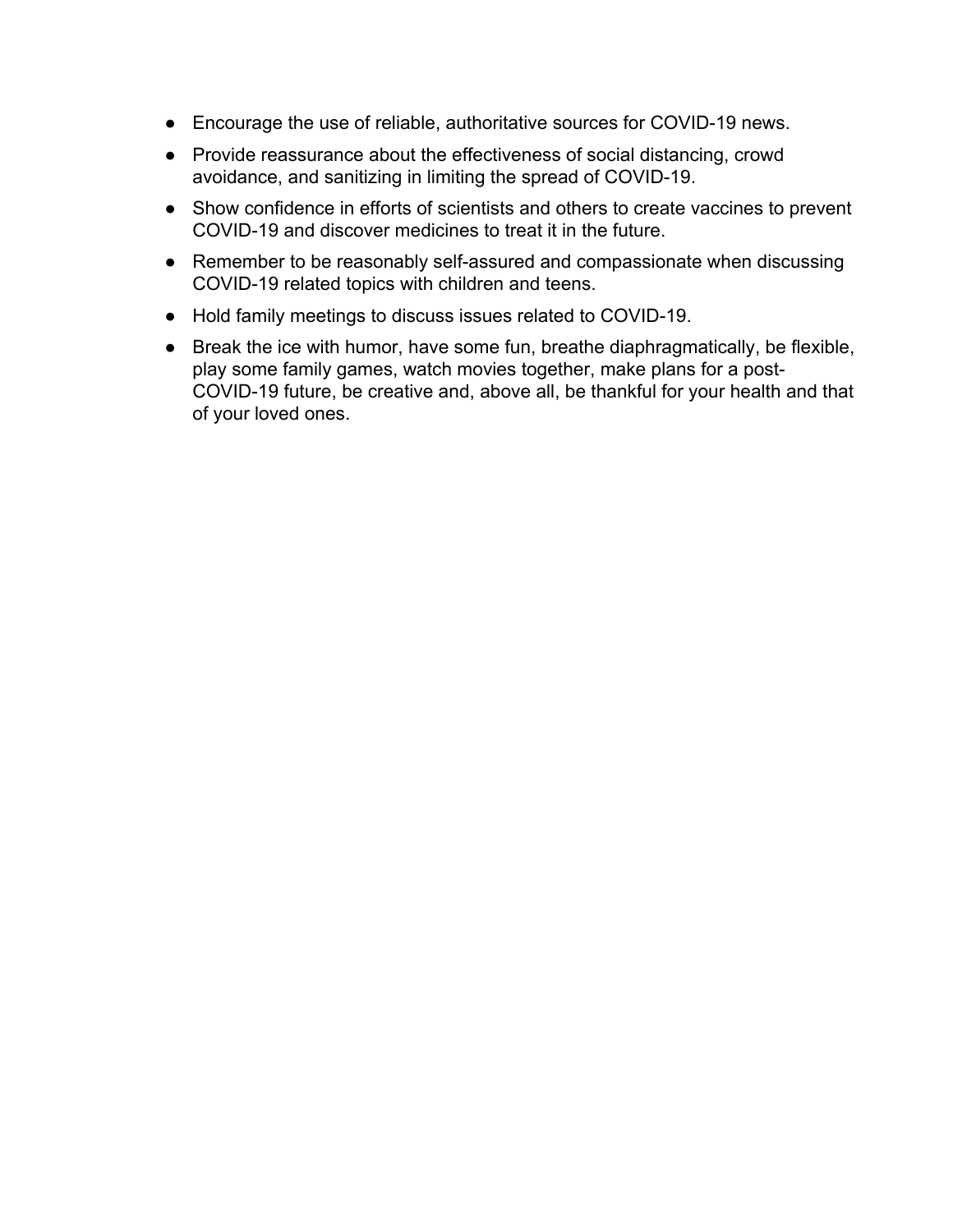- Encourage the use of reliable, authoritative sources for COVID-19 news.
- Provide reassurance about the effectiveness of social distancing, crowd avoidance, and sanitizing in limiting the spread of COVID-19.
- Show confidence in efforts of scientists and others to create vaccines to prevent COVID-19 and discover medicines to treat it in the future.
- Remember to be reasonably self-assured and compassionate when discussing COVID-19 related topics with children and teens.
- Hold family meetings to discuss issues related to COVID-19.
- Break the ice with humor, have some fun, breathe diaphragmatically, be flexible, play some family games, watch movies together, make plans for a post-COVID-19 future, be creative and, above all, be thankful for your health and that of your loved ones.